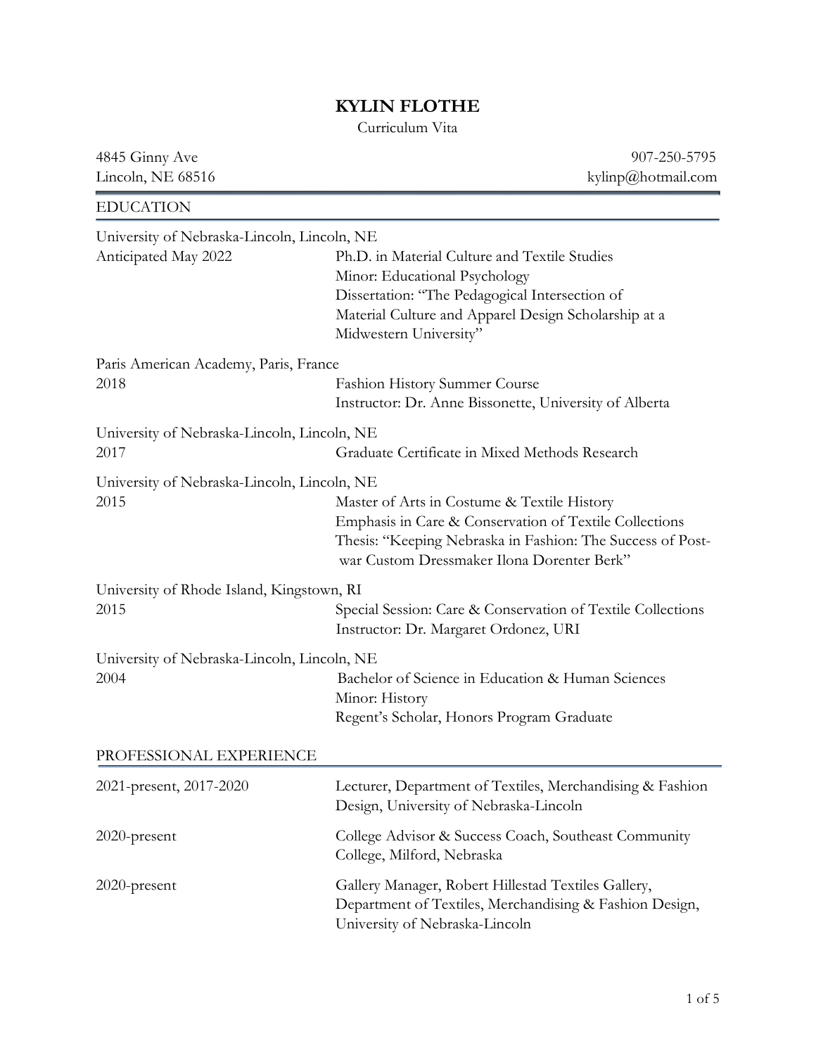# KYLIN FLOTHE

Curriculum Vita

4845 Ginny Ave
Lincoln, NE 68516

907-250-5795
kylinp@hotmail.com

## EDUCATION

University of Nebraska-Lincoln, Lincoln, NE

Anticipated May 2022 — Ph.D. in Material Culture and Textile Studies
Minor: Educational Psychology
Dissertation: "The Pedagogical Intersection of Material Culture and Apparel Design Scholarship at a Midwestern University"

Paris American Academy, Paris, France

2018 — Fashion History Summer Course
Instructor: Dr. Anne Bissonette, University of Alberta

University of Nebraska-Lincoln, Lincoln, NE

2017 — Graduate Certificate in Mixed Methods Research

University of Nebraska-Lincoln, Lincoln, NE

2015 — Master of Arts in Costume & Textile History
Emphasis in Care & Conservation of Textile Collections
Thesis: "Keeping Nebraska in Fashion: The Success of Post-war Custom Dressmaker Ilona Dorenter Berk"

University of Rhode Island, Kingstown, RI

2015 — Special Session: Care & Conservation of Textile Collections
Instructor: Dr. Margaret Ordonez, URI

University of Nebraska-Lincoln, Lincoln, NE

2004 — Bachelor of Science in Education & Human Sciences
Minor: History
Regent's Scholar, Honors Program Graduate

## PROFESSIONAL EXPERIENCE

2021-present, 2017-2020 — Lecturer, Department of Textiles, Merchandising & Fashion Design, University of Nebraska-Lincoln

2020-present — College Advisor & Success Coach, Southeast Community College, Milford, Nebraska

2020-present — Gallery Manager, Robert Hillestad Textiles Gallery, Department of Textiles, Merchandising & Fashion Design, University of Nebraska-Lincoln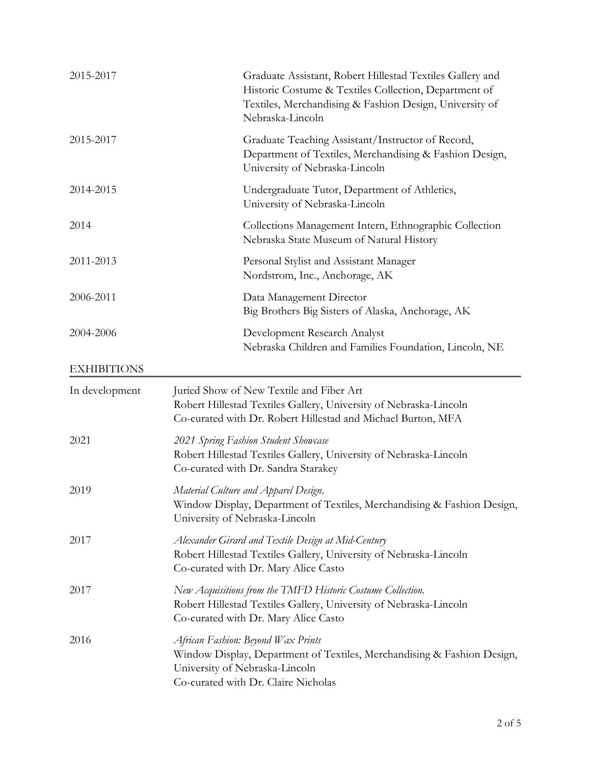2015-2017 Graduate Assistant, Robert Hillestad Textiles Gallery and Historic Costume & Textiles Collection, Department of Textiles, Merchandising & Fashion Design, University of Nebraska-Lincoln

2015-2017 Graduate Teaching Assistant/Instructor of Record, Department of Textiles, Merchandising & Fashion Design, University of Nebraska-Lincoln

2014-2015 Undergraduate Tutor, Department of Athletics, University of Nebraska-Lincoln

2014 Collections Management Intern, Ethnographic Collection
Nebraska State Museum of Natural History

2011-2013 Personal Stylist and Assistant Manager
Nordstrom, Inc., Anchorage, AK

2006-2011 Data Management Director
Big Brothers Big Sisters of Alaska, Anchorage, AK

2004-2006 Development Research Analyst
Nebraska Children and Families Foundation, Lincoln, NE

## EXHIBITIONS

In development Juried Show of New Textile and Fiber Art
Robert Hillestad Textiles Gallery, University of Nebraska-Lincoln
Co-curated with Dr. Robert Hillestad and Michael Burton, MFA

2021 *2021 Spring Fashion Student Showcase*
Robert Hillestad Textiles Gallery, University of Nebraska-Lincoln
Co-curated with Dr. Sandra Starakey

2019 *Material Culture and Apparel Design*.
Window Display, Department of Textiles, Merchandising & Fashion Design, University of Nebraska-Lincoln

2017 *Alexander Girard and Textile Design at Mid-Century*
Robert Hillestad Textiles Gallery, University of Nebraska-Lincoln
Co-curated with Dr. Mary Alice Casto

2017 *New Acquisitions from the TMFD Historic Costume Collection.*
Robert Hillestad Textiles Gallery, University of Nebraska-Lincoln
Co-curated with Dr. Mary Alice Casto

2016 *African Fashion: Beyond Wax Prints*
Window Display, Department of Textiles, Merchandising & Fashion Design, University of Nebraska-Lincoln
Co-curated with Dr. Claire Nicholas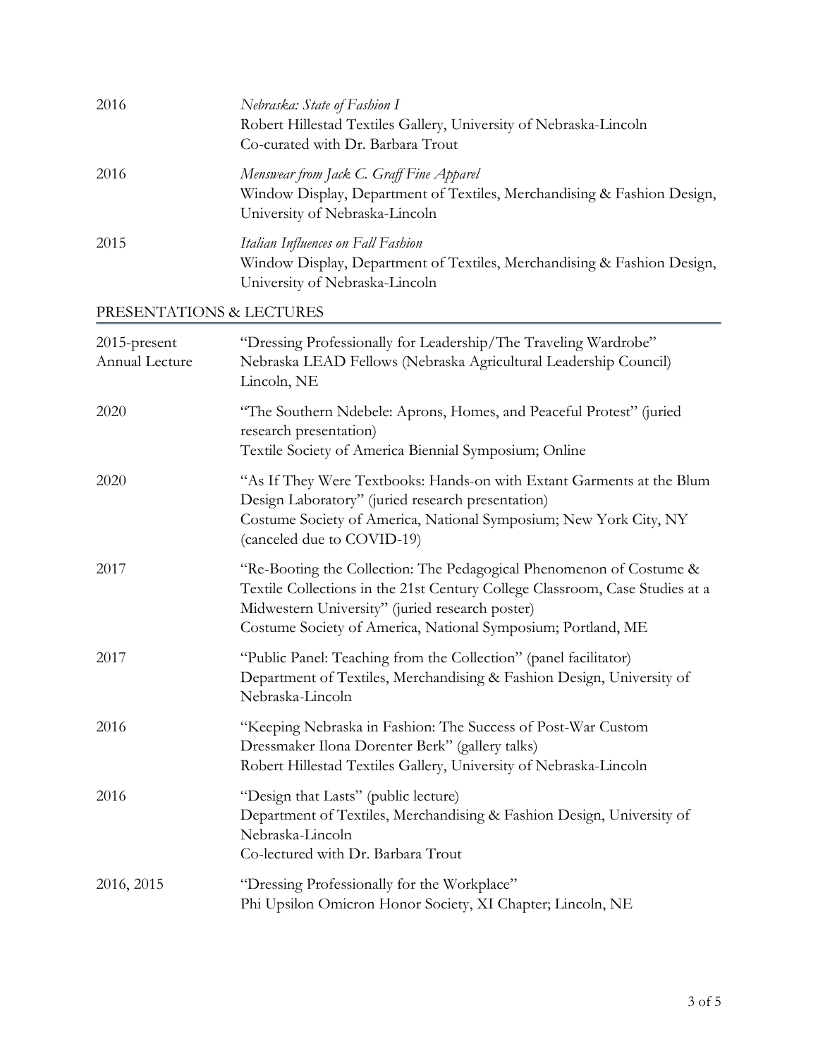| | |
|---|---|
| 2016 | *Nebraska: State of Fashion I*<br>Robert Hillestad Textiles Gallery, University of Nebraska-Lincoln<br>Co-curated with Dr. Barbara Trout |
| 2016 | *Menswear from Jack C. Graff Fine Apparel*<br>Window Display, Department of Textiles, Merchandising & Fashion Design, University of Nebraska-Lincoln |
| 2015 | *Italian Influences on Fall Fashion*<br>Window Display, Department of Textiles, Merchandising & Fashion Design, University of Nebraska-Lincoln |

## PRESENTATIONS & LECTURES

| | |
|---|---|
| 2015-present<br>Annual Lecture | "Dressing Professionally for Leadership/The Traveling Wardrobe"<br>Nebraska LEAD Fellows (Nebraska Agricultural Leadership Council)<br>Lincoln, NE |
| 2020 | "The Southern Ndebele: Aprons, Homes, and Peaceful Protest" (juried research presentation)<br>Textile Society of America Biennial Symposium; Online |
| 2020 | "As If They Were Textbooks: Hands-on with Extant Garments at the Blum Design Laboratory" (juried research presentation)<br>Costume Society of America, National Symposium; New York City, NY (canceled due to COVID-19) |
| 2017 | "Re-Booting the Collection: The Pedagogical Phenomenon of Costume & Textile Collections in the 21st Century College Classroom, Case Studies at a Midwestern University" (juried research poster)<br>Costume Society of America, National Symposium; Portland, ME |
| 2017 | "Public Panel: Teaching from the Collection" (panel facilitator)<br>Department of Textiles, Merchandising & Fashion Design, University of Nebraska-Lincoln |
| 2016 | "Keeping Nebraska in Fashion: The Success of Post-War Custom Dressmaker Ilona Dorenter Berk" (gallery talks)<br>Robert Hillestad Textiles Gallery, University of Nebraska-Lincoln |
| 2016 | "Design that Lasts" (public lecture)<br>Department of Textiles, Merchandising & Fashion Design, University of Nebraska-Lincoln<br>Co-lectured with Dr. Barbara Trout |
| 2016, 2015 | "Dressing Professionally for the Workplace"<br>Phi Upsilon Omicron Honor Society, XI Chapter; Lincoln, NE |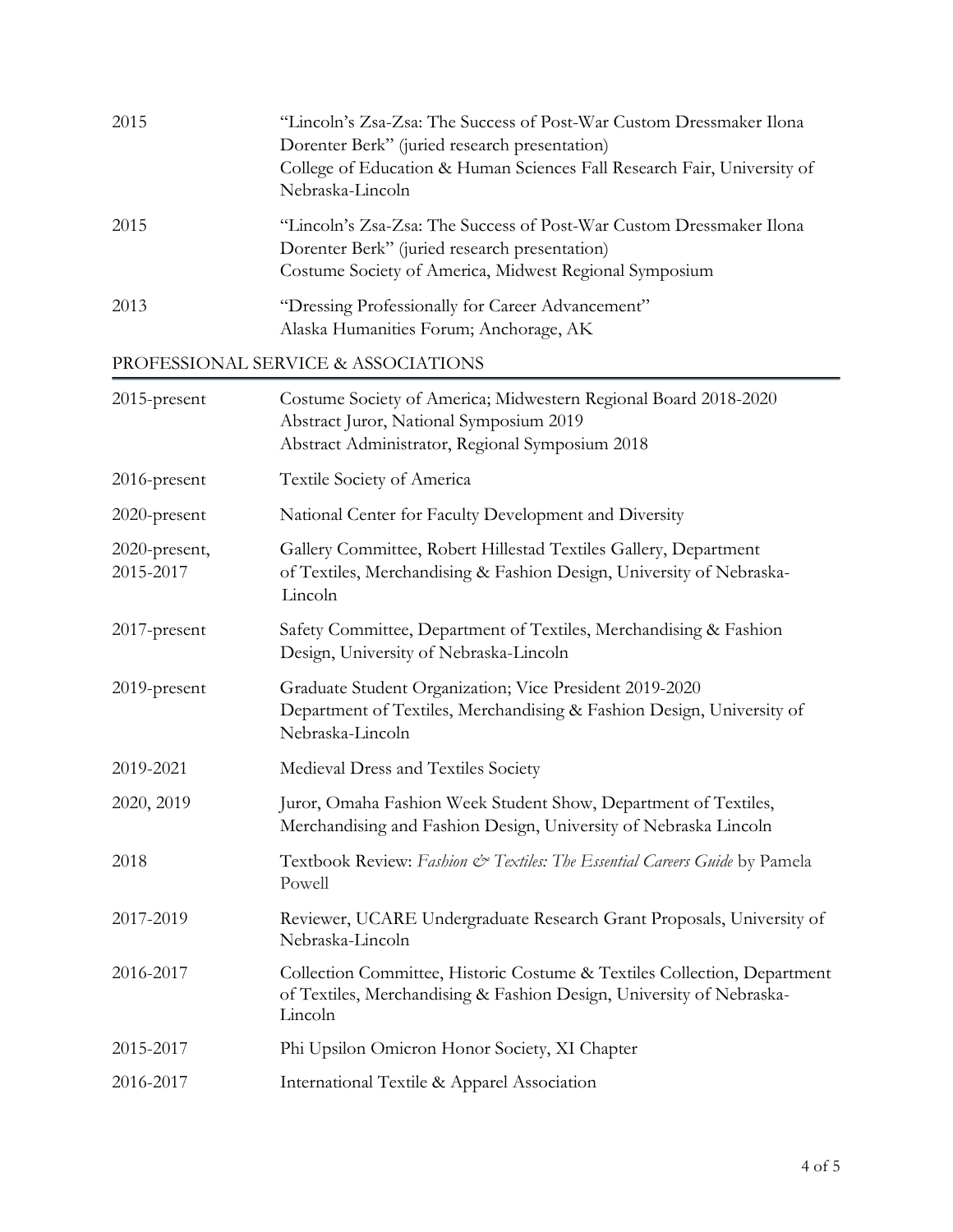| | |
|---|---|
| 2015 | "Lincoln's Zsa-Zsa: The Success of Post-War Custom Dressmaker Ilona Dorenter Berk" (juried research presentation)<br>College of Education & Human Sciences Fall Research Fair, University of Nebraska-Lincoln |
| 2015 | "Lincoln's Zsa-Zsa: The Success of Post-War Custom Dressmaker Ilona Dorenter Berk" (juried research presentation)<br>Costume Society of America, Midwest Regional Symposium |
| 2013 | "Dressing Professionally for Career Advancement"<br>Alaska Humanities Forum; Anchorage, AK |

## PROFESSIONAL SERVICE & ASSOCIATIONS

| | |
|---|---|
| 2015-present | Costume Society of America; Midwestern Regional Board 2018-2020<br>Abstract Juror, National Symposium 2019<br>Abstract Administrator, Regional Symposium 2018 |
| 2016-present | Textile Society of America |
| 2020-present | National Center for Faculty Development and Diversity |
| 2020-present, 2015-2017 | Gallery Committee, Robert Hillestad Textiles Gallery, Department of Textiles, Merchandising & Fashion Design, University of Nebraska-Lincoln |
| 2017-present | Safety Committee, Department of Textiles, Merchandising & Fashion Design, University of Nebraska-Lincoln |
| 2019-present | Graduate Student Organization; Vice President 2019-2020<br>Department of Textiles, Merchandising & Fashion Design, University of Nebraska-Lincoln |
| 2019-2021 | Medieval Dress and Textiles Society |
| 2020, 2019 | Juror, Omaha Fashion Week Student Show, Department of Textiles, Merchandising and Fashion Design, University of Nebraska Lincoln |
| 2018 | Textbook Review: *Fashion & Textiles: The Essential Careers Guide* by Pamela Powell |
| 2017-2019 | Reviewer, UCARE Undergraduate Research Grant Proposals, University of Nebraska-Lincoln |
| 2016-2017 | Collection Committee, Historic Costume & Textiles Collection, Department of Textiles, Merchandising & Fashion Design, University of Nebraska-Lincoln |
| 2015-2017 | Phi Upsilon Omicron Honor Society, XI Chapter |
| 2016-2017 | International Textile & Apparel Association |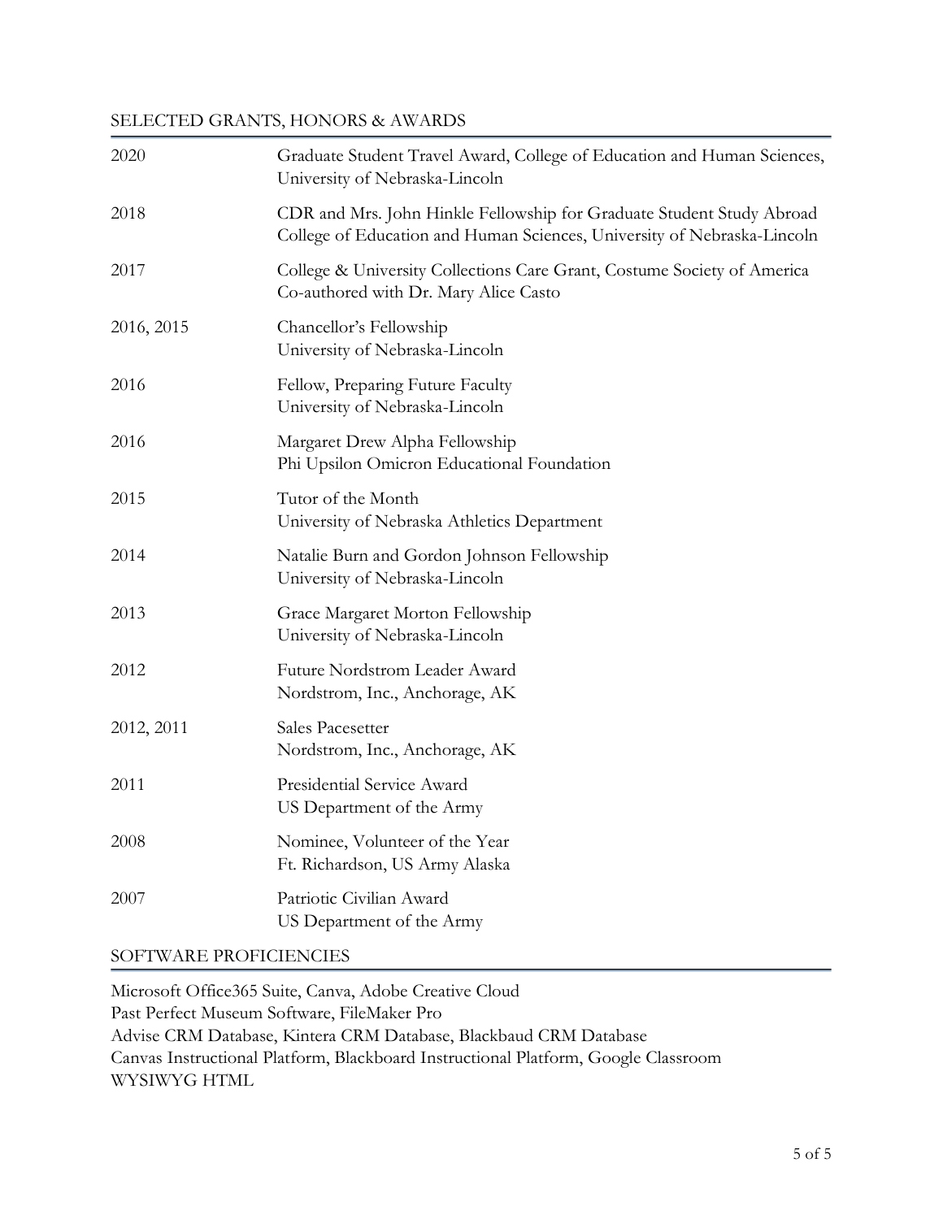## SELECTED GRANTS, HONORS & AWARDS

| | |
|---|---|
| 2020 | Graduate Student Travel Award, College of Education and Human Sciences, University of Nebraska-Lincoln |
| 2018 | CDR and Mrs. John Hinkle Fellowship for Graduate Student Study Abroad College of Education and Human Sciences, University of Nebraska-Lincoln |
| 2017 | College & University Collections Care Grant, Costume Society of America Co-authored with Dr. Mary Alice Casto |
| 2016, 2015 | Chancellor's Fellowship University of Nebraska-Lincoln |
| 2016 | Fellow, Preparing Future Faculty University of Nebraska-Lincoln |
| 2016 | Margaret Drew Alpha Fellowship Phi Upsilon Omicron Educational Foundation |
| 2015 | Tutor of the Month University of Nebraska Athletics Department |
| 2014 | Natalie Burn and Gordon Johnson Fellowship University of Nebraska-Lincoln |
| 2013 | Grace Margaret Morton Fellowship University of Nebraska-Lincoln |
| 2012 | Future Nordstrom Leader Award Nordstrom, Inc., Anchorage, AK |
| 2012, 2011 | Sales Pacesetter Nordstrom, Inc., Anchorage, AK |
| 2011 | Presidential Service Award US Department of the Army |
| 2008 | Nominee, Volunteer of the Year Ft. Richardson, US Army Alaska |
| 2007 | Patriotic Civilian Award US Department of the Army |

## SOFTWARE PROFICIENCIES

Microsoft Office365 Suite, Canva, Adobe Creative Cloud
Past Perfect Museum Software, FileMaker Pro
Advise CRM Database, Kintera CRM Database, Blackbaud CRM Database
Canvas Instructional Platform, Blackboard Instructional Platform, Google Classroom
WYSIWYG HTML